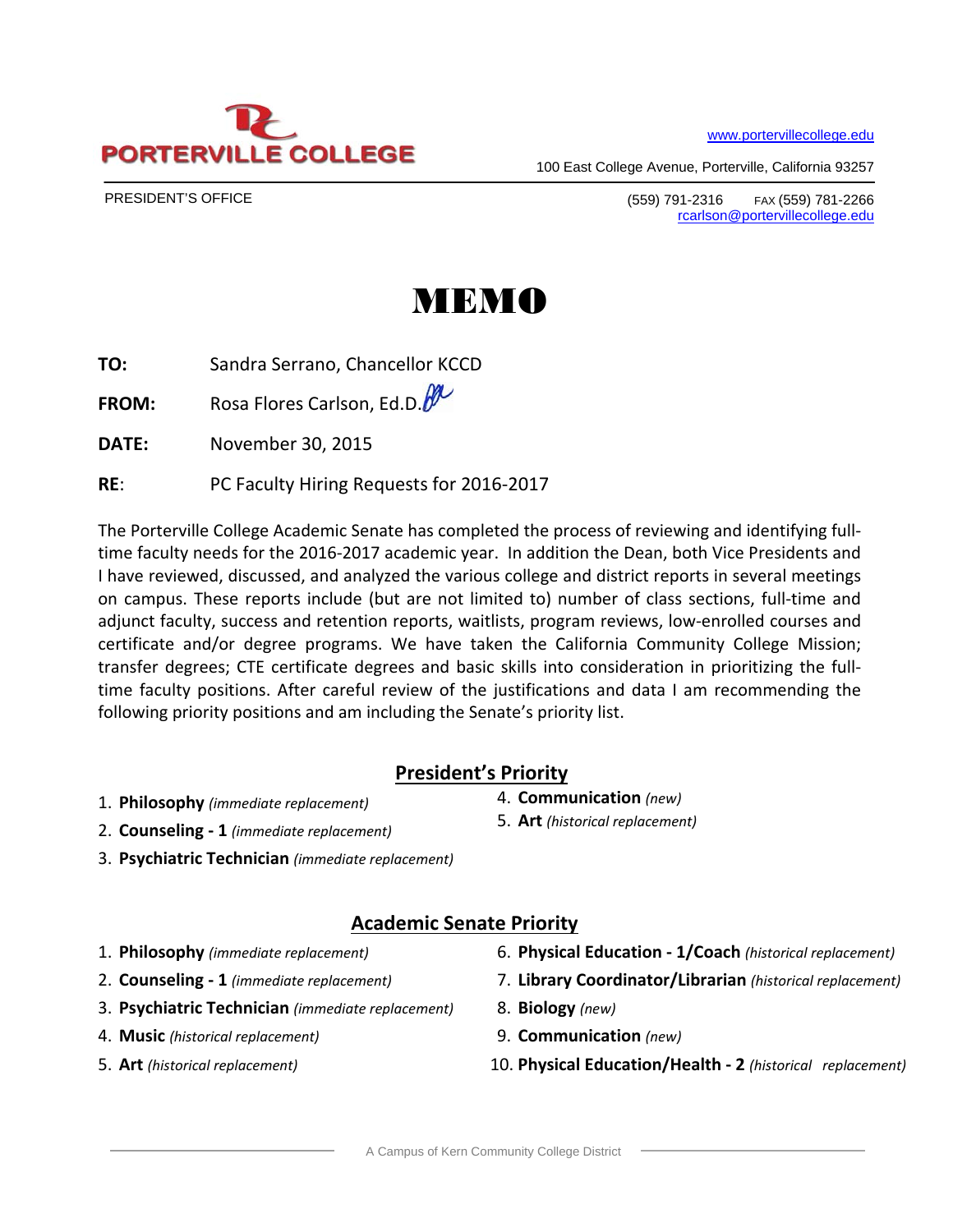PORTERVILLE COLLEGE

www.portervillecollege.edu

100 East College Avenue, Porterville, California 93257

PRESIDENT'S OFFICE

(559) 791-2316 FAX (559) 781-2266
rcarlson@portervillecollege.edu

# MEMO

**TO:** Sandra Serrano, Chancellor KCCD

**FROM:** Rosa Flores Carlson, Ed.D.

**DATE:** November 30, 2015

**RE**: PC Faculty Hiring Requests for 2016-2017

The Porterville College Academic Senate has completed the process of reviewing and identifying full-time faculty needs for the 2016-2017 academic year. In addition the Dean, both Vice Presidents and I have reviewed, discussed, and analyzed the various college and district reports in several meetings on campus. These reports include (but are not limited to) number of class sections, full-time and adjunct faculty, success and retention reports, waitlists, program reviews, low-enrolled courses and certificate and/or degree programs. We have taken the California Community College Mission; transfer degrees; CTE certificate degrees and basic skills into consideration in prioritizing the full-time faculty positions. After careful review of the justifications and data I am recommending the following priority positions and am including the Senate's priority list.

## President's Priority

1. **Philosophy** *(immediate replacement)*
2. **Counseling - 1** *(immediate replacement)*
3. **Psychiatric Technician** *(immediate replacement)*
4. **Communication** *(new)*
5. **Art** *(historical replacement)*

## Academic Senate Priority

1. **Philosophy** *(immediate replacement)*
2. **Counseling - 1** *(immediate replacement)*
3. **Psychiatric Technician** *(immediate replacement)*
4. **Music** *(historical replacement)*
5. **Art** *(historical replacement)*
6. **Physical Education - 1/Coach** *(historical replacement)*
7. **Library Coordinator/Librarian** *(historical replacement)*
8. **Biology** *(new)*
9. **Communication** *(new)*
10. **Physical Education/Health - 2** *(historical replacement)*

A Campus of Kern Community College District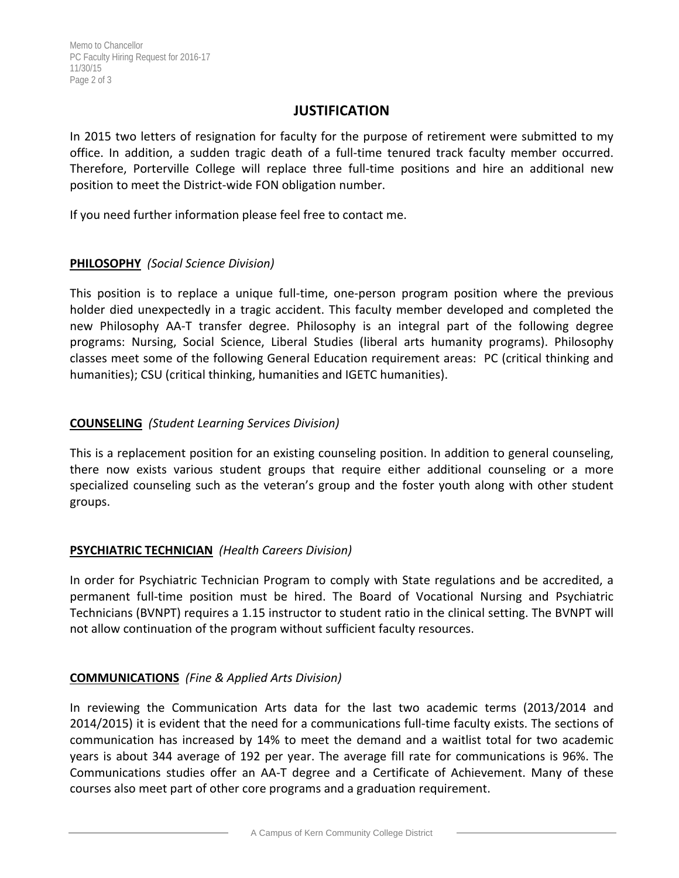## JUSTIFICATION

In 2015 two letters of resignation for faculty for the purpose of retirement were submitted to my office. In addition, a sudden tragic death of a full-time tenured track faculty member occurred. Therefore, Porterville College will replace three full-time positions and hire an additional new position to meet the District-wide FON obligation number.

If you need further information please feel free to contact me.

**PHILOSOPHY** *(Social Science Division)*

This position is to replace a unique full-time, one-person program position where the previous holder died unexpectedly in a tragic accident. This faculty member developed and completed the new Philosophy AA-T transfer degree. Philosophy is an integral part of the following degree programs: Nursing, Social Science, Liberal Studies (liberal arts humanity programs). Philosophy classes meet some of the following General Education requirement areas: PC (critical thinking and humanities); CSU (critical thinking, humanities and IGETC humanities).

**COUNSELING** *(Student Learning Services Division)*

This is a replacement position for an existing counseling position. In addition to general counseling, there now exists various student groups that require either additional counseling or a more specialized counseling such as the veteran's group and the foster youth along with other student groups.

**PSYCHIATRIC TECHNICIAN** *(Health Careers Division)*

In order for Psychiatric Technician Program to comply with State regulations and be accredited, a permanent full-time position must be hired. The Board of Vocational Nursing and Psychiatric Technicians (BVNPT) requires a 1.15 instructor to student ratio in the clinical setting. The BVNPT will not allow continuation of the program without sufficient faculty resources.

**COMMUNICATIONS** *(Fine & Applied Arts Division)*

In reviewing the Communication Arts data for the last two academic terms (2013/2014 and 2014/2015) it is evident that the need for a communications full-time faculty exists. The sections of communication has increased by 14% to meet the demand and a waitlist total for two academic years is about 344 average of 192 per year. The average fill rate for communications is 96%. The Communications studies offer an AA-T degree and a Certificate of Achievement. Many of these courses also meet part of other core programs and a graduation requirement.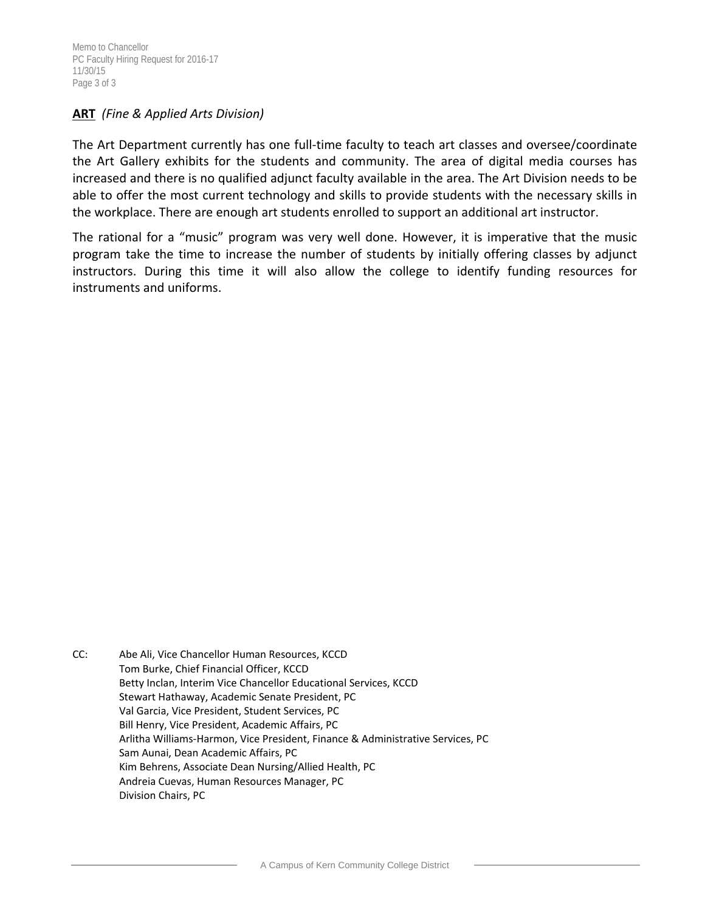**ART** *(Fine & Applied Arts Division)*

The Art Department currently has one full-time faculty to teach art classes and oversee/coordinate the Art Gallery exhibits for the students and community. The area of digital media courses has increased and there is no qualified adjunct faculty available in the area. The Art Division needs to be able to offer the most current technology and skills to provide students with the necessary skills in the workplace. There are enough art students enrolled to support an additional art instructor.

The rational for a "music" program was very well done. However, it is imperative that the music program take the time to increase the number of students by initially offering classes by adjunct instructors. During this time it will also allow the college to identify funding resources for instruments and uniforms.

CC: Abe Ali, Vice Chancellor Human Resources, KCCD
Tom Burke, Chief Financial Officer, KCCD
Betty Inclan, Interim Vice Chancellor Educational Services, KCCD
Stewart Hathaway, Academic Senate President, PC
Val Garcia, Vice President, Student Services, PC
Bill Henry, Vice President, Academic Affairs, PC
Arlitha Williams-Harmon, Vice President, Finance & Administrative Services, PC
Sam Aunai, Dean Academic Affairs, PC
Kim Behrens, Associate Dean Nursing/Allied Health, PC
Andreia Cuevas, Human Resources Manager, PC
Division Chairs, PC